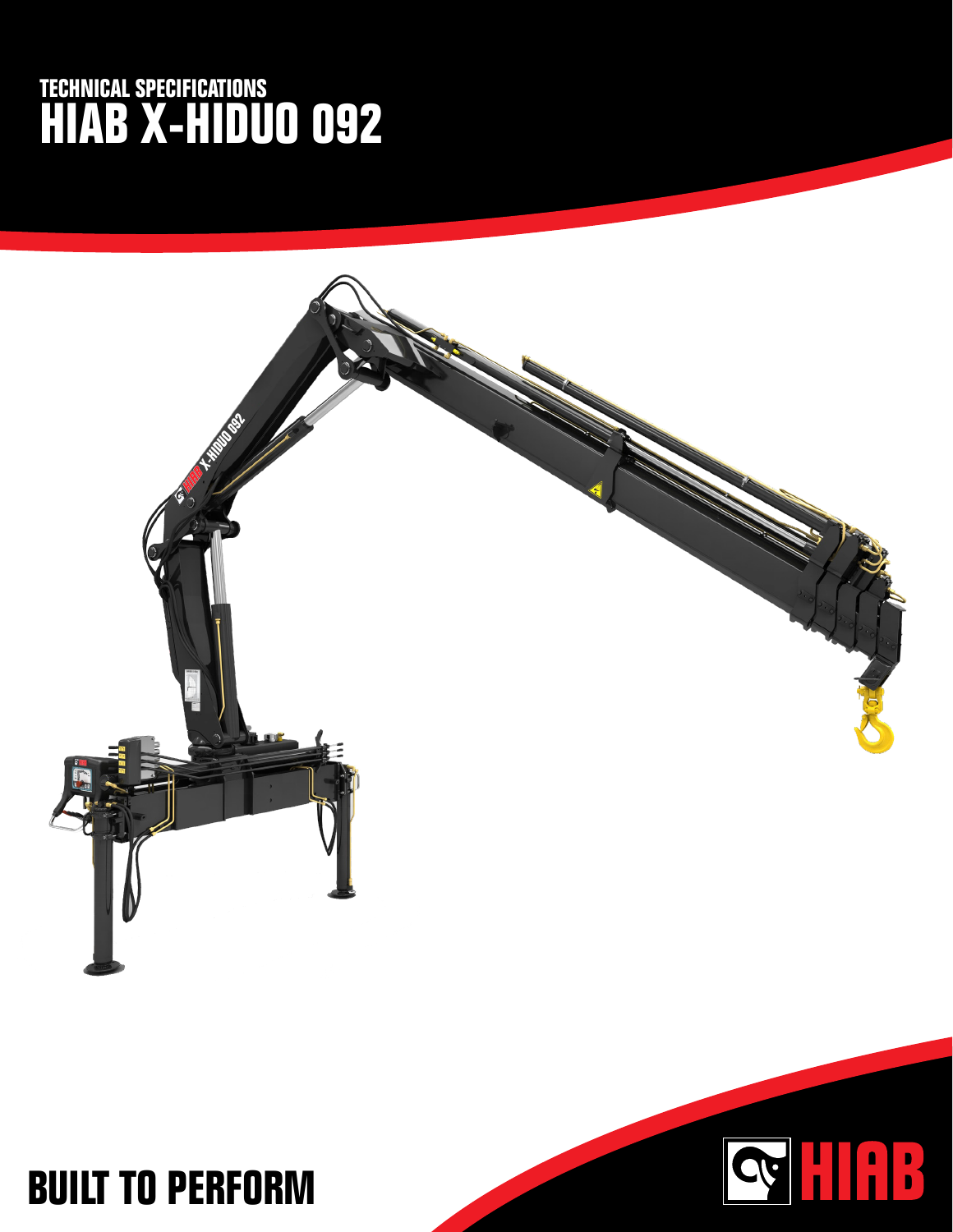TECHNICAL SPECIFICATIONS

# HIAB X-HIDUO 092

BUILT TO PERFORM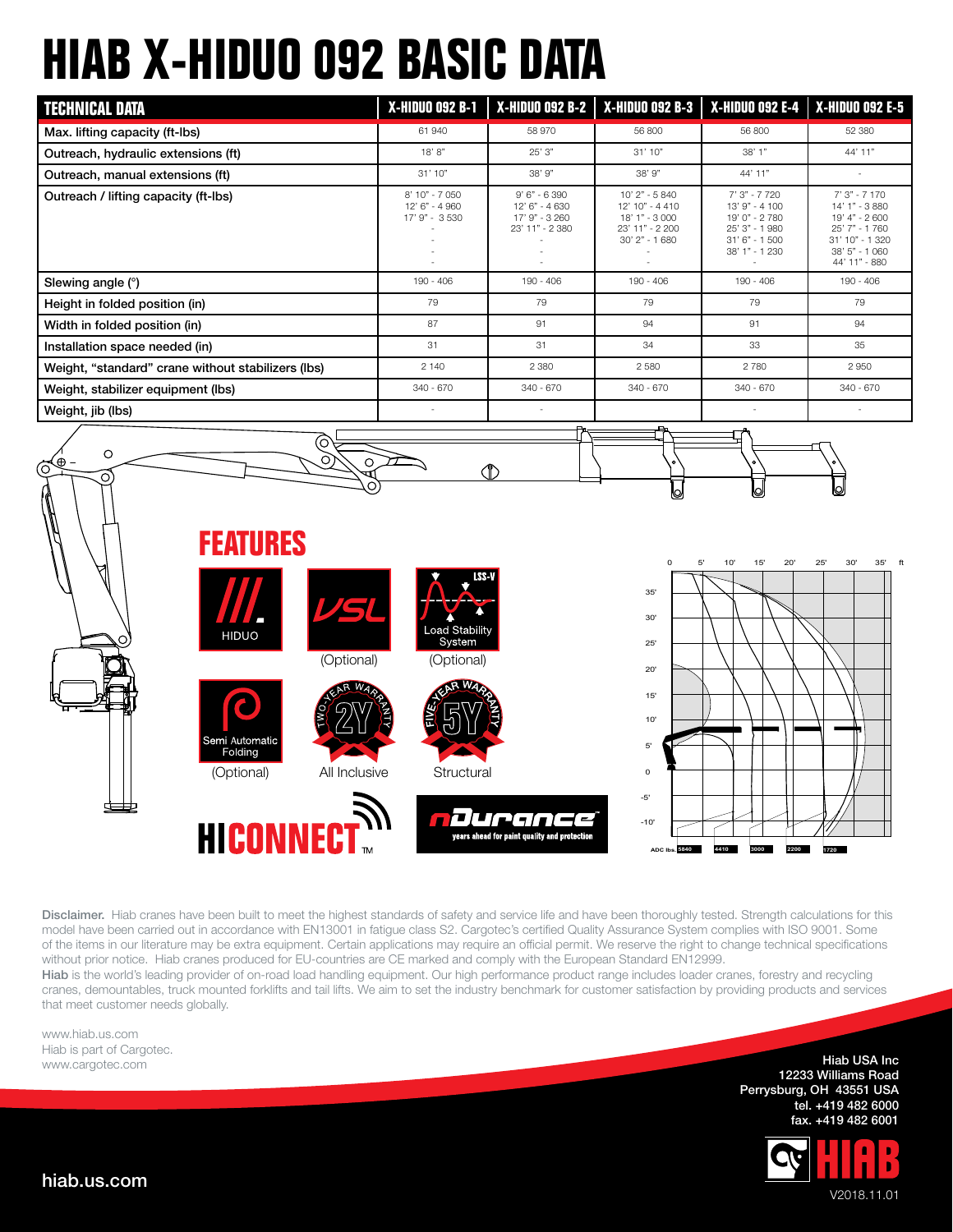# HIAB X-HIDUO 092 BASIC DATA

| TECHNICAL DATA | X-HIDUO 092 B-1 | X-HIDUO 092 B-2 | X-HIDUO 092 B-3 | X-HIDUO 092 E-4 | X-HIDUO 092 E-5 |
|---|---|---|---|---|---|
| Max. lifting capacity (ft-lbs) | 61 940 | 58 970 | 56 800 | 56 800 | 52 380 |
| Outreach, hydraulic extensions (ft) | 18' 8" | 25' 3" | 31' 10" | 38' 1" | 44' 11" |
| Outreach, manual extensions (ft) | 31' 10" | 38' 9" | 38' 9" | 44' 11" | - |
| Outreach / lifting capacity (ft-lbs) | 8' 10" - 7 050<br>12' 6" - 4 960<br>17' 9" - 3 530<br>-<br>-<br>-<br>- | 9' 6" - 6 390<br>12' 6" - 4 630<br>17' 9" - 3 260<br>23' 11" - 2 380<br>-<br>-<br>- | 10' 2" - 5 840<br>12' 10" - 4 410<br>18' 1" - 3 000<br>23' 11" - 2 200<br>30' 2" - 1 680<br>-<br>- | 7' 3" - 7 720<br>13' 9" - 4 100<br>19' 0" - 2 780<br>25' 3" - 1 980<br>31' 6" - 1 500<br>38' 1" - 1 230<br>- | 7' 3" - 7 170<br>14' 1" - 3 880<br>19' 4" - 2 600<br>25' 7" - 1 760<br>31' 10" - 1 320<br>38' 5" - 1 060<br>44' 11" - 880 |
| Slewing angle (°) | 190 - 406 | 190 - 406 | 190 - 406 | 190 - 406 | 190 - 406 |
| Height in folded position (in) | 79 | 79 | 79 | 79 | 79 |
| Width in folded position (in) | 87 | 91 | 94 | 91 | 94 |
| Installation space needed (in) | 31 | 31 | 34 | 33 | 35 |
| Weight, "standard" crane without stabilizers (lbs) | 2 140 | 2 380 | 2 580 | 2 780 | 2 950 |
| Weight, stabilizer equipment (lbs) | 340 - 670 | 340 - 670 | 340 - 670 | 340 - 670 | 340 - 670 |
| Weight, jib (lbs) | - | - | | - | - |

## FEATURES

HIDUO

VSL (Optional)

LSS-V Load Stability System (Optional)

Semi Automatic Folding (Optional)

TWO-YEAR WARRANTY 2Y All Inclusive

FIVE-YEAR WARRANTY 5Y Structural

HICONNECT™

nDurance™ years ahead for paint quality and protection

0 5' 10' 15' 20' 25' 30' 35' ft

35' 30' 25' 20' 15' 10' 5' 0 -5' -10'

ADC lbs. 5840 4410 3000 2200 1720

**Disclaimer.** Hiab cranes have been built to the highest standards of safety and service life and have been thoroughly tested. Strength calculations for this model have been carried out in accordance with EN13001 in fatigue class S2. Cargotec's certified Quality Assurance System complies with ISO 9001. Some of the items in our literature may be extra equipment. Certain applications may require an official permit. We reserve the right to change technical specifications without prior notice. Hiab cranes produced for EU-countries are CE marked and comply with the European Standard EN12999.

**Hiab** is the world's leading provider of on-road load handling equipment. Our high performance product range includes loader cranes, forestry and recycling cranes, demountables, truck mounted forklifts and tail lifts. We aim to set the industry benchmark for customer satisfaction by providing products and services that meet customer needs globally.

www.hiab.us.com
Hiab is part of Cargotec.
www.cargotec.com

Hiab USA Inc
12233 Williams Road
Perrysburg, OH 43551 USA
tel. +419 482 6000
fax. +419 482 6001

HIAB

V2018.11.01

hiab.us.com